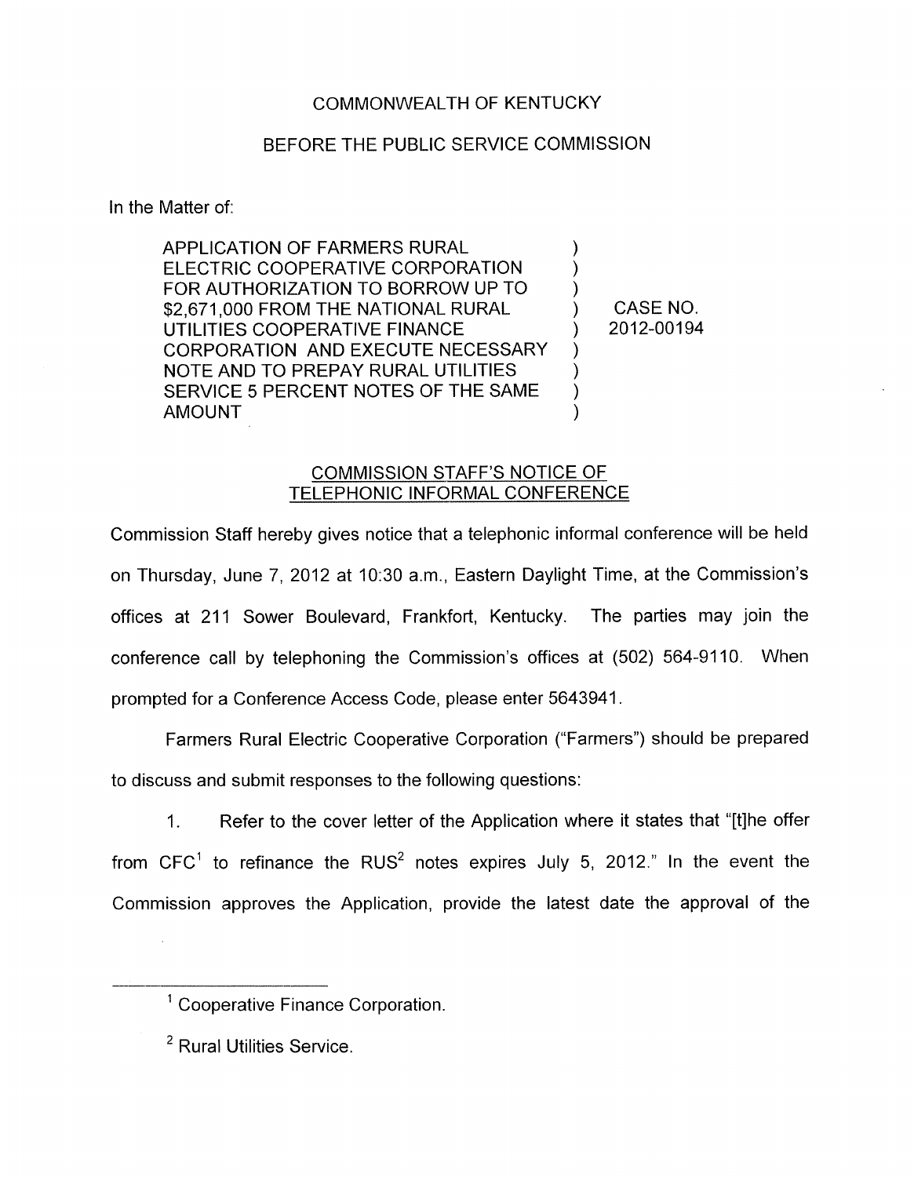COMMONWEALTH OF KENTUCKY

BEFORE THE PUBLIC SERVICE COMMISSION

In the Matter of:

| | | |
|---|---|---|
| APPLICATION OF FARMERS RURAL ELECTRIC COOPERATIVE CORPORATION FOR AUTHORIZATION TO BORROW UP TO $2,671,000 FROM THE NATIONAL RURAL UTILITIES COOPERATIVE FINANCE CORPORATION AND EXECUTE NECESSARY NOTE AND TO PREPAY RURAL UTILITIES SERVICE 5 PERCENT NOTES OF THE SAME AMOUNT | ) | CASE NO. 2012-00194 |

## COMMISSION STAFF'S NOTICE OF TELEPHONIC INFORMAL CONFERENCE

Commission Staff hereby gives notice that a telephonic informal conference will be held on Thursday, June 7, 2012 at 10:30 a.m., Eastern Daylight Time, at the Commission's offices at 211 Sower Boulevard, Frankfort, Kentucky. The parties may join the conference call by telephoning the Commission's offices at (502) 564-9110. When prompted for a Conference Access Code, please enter 5643941.

Farmers Rural Electric Cooperative Corporation ("Farmers") should be prepared to discuss and submit responses to the following questions:

1. Refer to the cover letter of the Application where it states that "[t]he offer from CFC[1] to refinance the RUS[2] notes expires July 5, 2012." In the event the Commission approves the Application, provide the latest date the approval of the

[1] Cooperative Finance Corporation.

[2] Rural Utilities Service.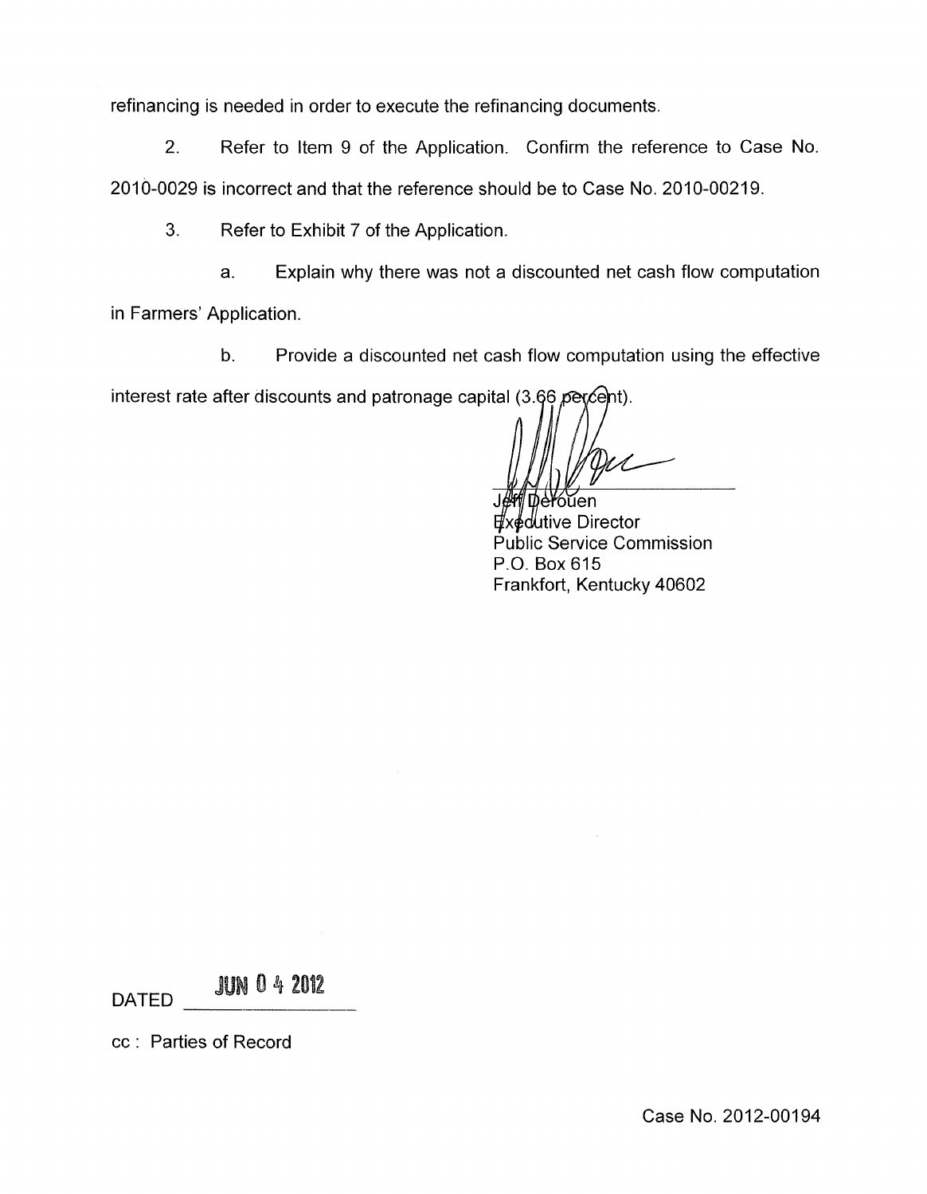refinancing is needed in order to execute the refinancing documents.

2. Refer to Item 9 of the Application. Confirm the reference to Case No. 2010-0029 is incorrect and that the reference should be to Case No. 2010-00219.

3. Refer to Exhibit 7 of the Application.

   a. Explain why there was not a discounted net cash flow computation in Farmers' Application.

   b. Provide a discounted net cash flow computation using the effective interest rate after discounts and patronage capital (3.66 percent).

Jeff Derouen
Executive Director
Public Service Commission
P.O. Box 615
Frankfort, Kentucky 40602

DATED JUN 04 2012

cc : Parties of Record

Case No. 2012-00194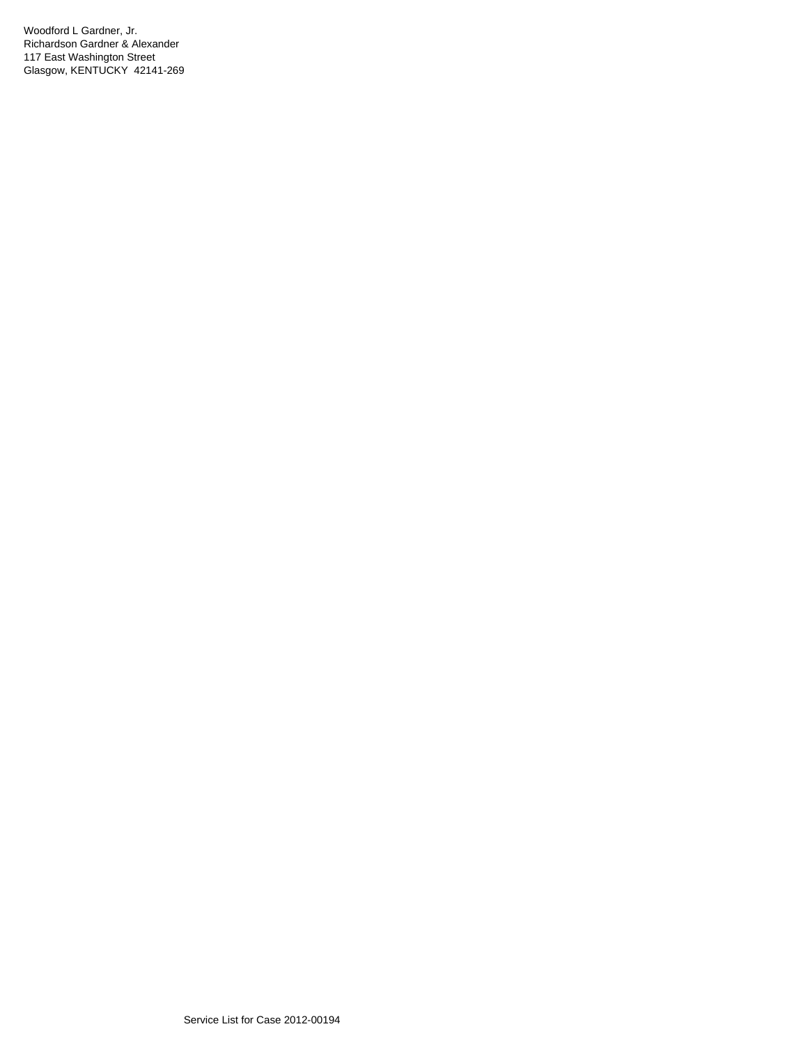Woodford L Gardner, Jr.
Richardson Gardner & Alexander
117 East Washington Street
Glasgow, KENTUCKY 42141-269

Service List for Case 2012-00194